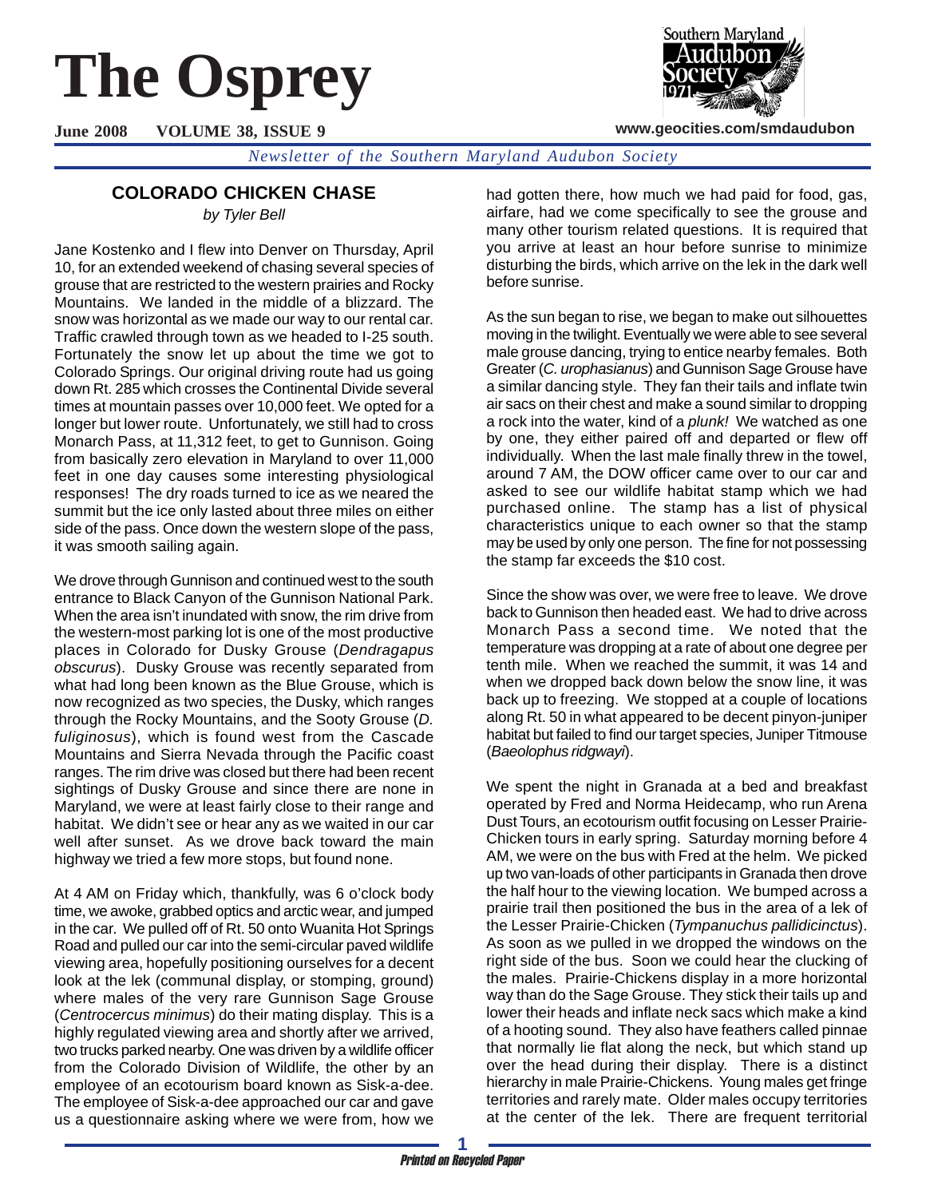# The Osprey

**June 2008 VOLUME 38, ISSUE 9**

www.geocities.com/smdaudubon

*Newsletter of the Southern Maryland Audubon Society*

## COLORADO CHICKEN CHASE

*by Tyler Bell*

Jane Kostenko and I flew into Denver on Thursday, April 10, for an extended weekend of chasing several species of grouse that are restricted to the western prairies and Rocky Mountains. We landed in the middle of a blizzard. The snow was horizontal as we made our way to our rental car. Traffic crawled through town as we headed to I-25 south. Fortunately the snow let up about the time we got to Colorado Springs. Our original driving route had us going down Rt. 285 which crosses the Continental Divide several times at mountain passes over 10,000 feet. We opted for a longer but lower route. Unfortunately, we still had to cross Monarch Pass, at 11,312 feet, to get to Gunnison. Going from basically zero elevation in Maryland to over 11,000 feet in one day causes some interesting physiological responses! The dry roads turned to ice as we neared the summit but the ice only lasted about three miles on either side of the pass. Once down the western slope of the pass, it was smooth sailing again.

We drove through Gunnison and continued west to the south entrance to Black Canyon of the Gunnison National Park. When the area isn't inundated with snow, the rim drive from the western-most parking lot is one of the most productive places in Colorado for Dusky Grouse (*Dendragapus obscurus*). Dusky Grouse was recently separated from what had long been known as the Blue Grouse, which is now recognized as two species, the Dusky, which ranges through the Rocky Mountains, and the Sooty Grouse (*D. fuliginosus*), which is found west from the Cascade Mountains and Sierra Nevada through the Pacific coast ranges. The rim drive was closed but there had been recent sightings of Dusky Grouse and since there are none in Maryland, we were at least fairly close to their range and habitat. We didn't see or hear any as we waited in our car well after sunset. As we drove back toward the main highway we tried a few more stops, but found none.

At 4 AM on Friday which, thankfully, was 6 o'clock body time, we awoke, grabbed optics and arctic wear, and jumped in the car. We pulled off of Rt. 50 onto Wuanita Hot Springs Road and pulled our car into the semi-circular paved wildlife viewing area, hopefully positioning ourselves for a decent look at the lek (communal display, or stomping, ground) where males of the very rare Gunnison Sage Grouse (*Centrocercus minimus*) do their mating display. This is a highly regulated viewing area and shortly after we arrived, two trucks parked nearby. One was driven by a wildlife officer from the Colorado Division of Wildlife, the other by an employee of an ecotourism board known as Sisk-a-dee. The employee of Sisk-a-dee approached our car and gave us a questionnaire asking where we were from, how we had gotten there, how much we had paid for food, gas, airfare, had we come specifically to see the grouse and many other tourism related questions. It is required that you arrive at least an hour before sunrise to minimize disturbing the birds, which arrive on the lek in the dark well before sunrise.

As the sun began to rise, we began to make out silhouettes moving in the twilight. Eventually we were able to see several male grouse dancing, trying to entice nearby females. Both Greater (*C. urophasianus*) and Gunnison Sage Grouse have a similar dancing style. They fan their tails and inflate twin air sacs on their chest and make a sound similar to dropping a rock into the water, kind of a *plunk!* We watched as one by one, they either paired off and departed or flew off individually. When the last male finally threw in the towel, around 7 AM, the DOW officer came over to our car and asked to see our wildlife habitat stamp which we had purchased online. The stamp has a list of physical characteristics unique to each owner so that the stamp may be used by only one person. The fine for not possessing the stamp far exceeds the $10 cost.

Since the show was over, we were free to leave. We drove back to Gunnison then headed east. We had to drive across Monarch Pass a second time. We noted that the temperature was dropping at a rate of about one degree per tenth mile. When we reached the summit, it was 14 and when we dropped back down below the snow line, it was back up to freezing. We stopped at a couple of locations along Rt. 50 in what appeared to be decent pinyon-juniper habitat but failed to find our target species, Juniper Titmouse (*Baeolophus ridgwayi*).

We spent the night in Granada at a bed and breakfast operated by Fred and Norma Heidecamp, who run Arena Dust Tours, an ecotourism outfit focusing on Lesser Prairie-Chicken tours in early spring. Saturday morning before 4 AM, we were on the bus with Fred at the helm. We picked up two van-loads of other participants in Granada then drove the half hour to the viewing location. We bumped across a prairie trail then positioned the bus in the area of a lek of the Lesser Prairie-Chicken (*Tympanuchus pallidicinctus*). As soon as we pulled in we dropped the windows on the right side of the bus. Soon we could hear the clucking of the males. Prairie-Chickens display in a more horizontal way than do the Sage Grouse. They stick their tails up and lower their heads and inflate neck sacs which make a kind of a hooting sound. They also have feathers called pinnae that normally lie flat along the neck, but which stand up over the head during their display. There is a distinct hierarchy in male Prairie-Chickens. Young males get fringe territories and rarely mate. Older males occupy territories at the center of the lek. There are frequent territorial

*Printed on Recycled Paper*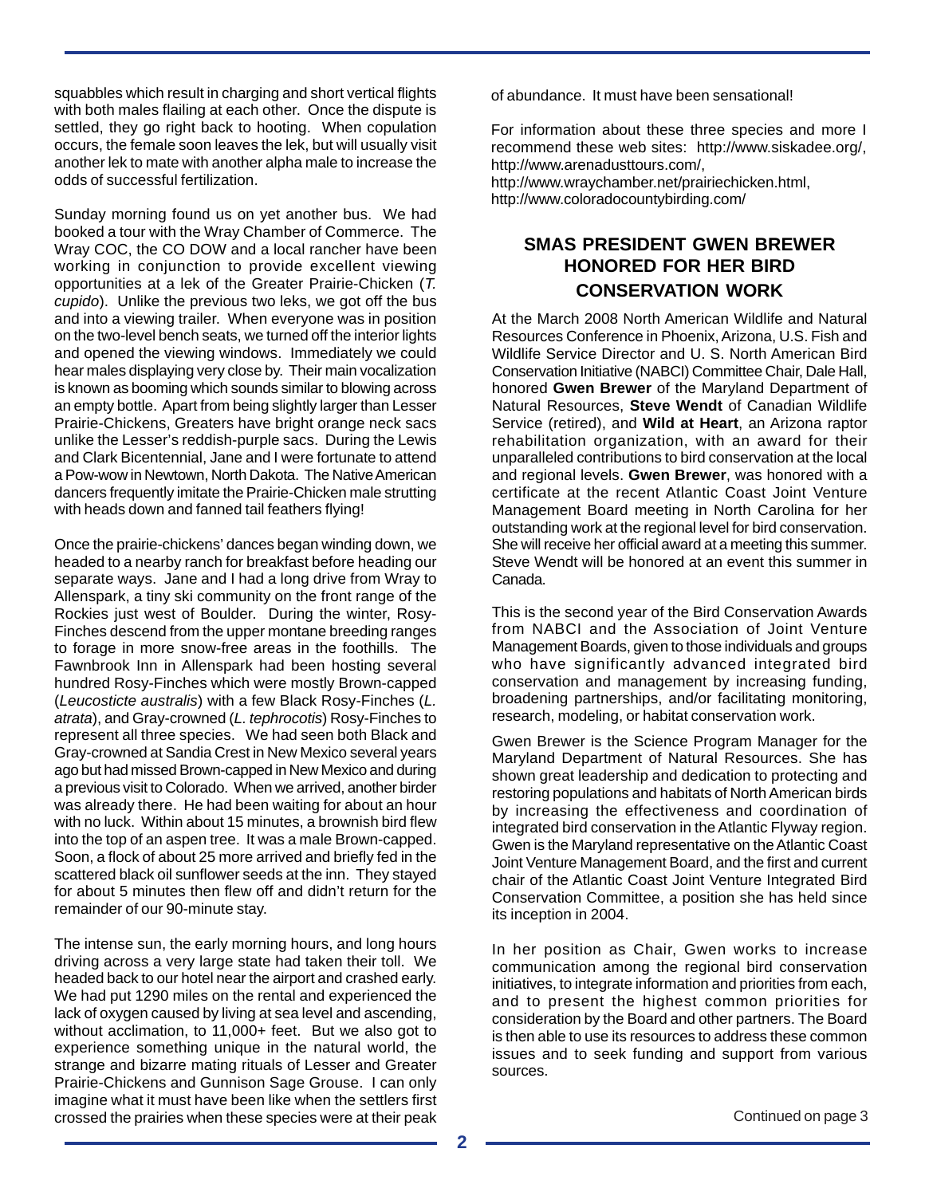squabbles which result in charging and short vertical flights with both males flailing at each other. Once the dispute is settled, they go right back to hooting. When copulation occurs, the female soon leaves the lek, but will usually visit another lek to mate with another alpha male to increase the odds of successful fertilization.

Sunday morning found us on yet another bus. We had booked a tour with the Wray Chamber of Commerce. The Wray COC, the CO DOW and a local rancher have been working in conjunction to provide excellent viewing opportunities at a lek of the Greater Prairie-Chicken (*T. cupido*). Unlike the previous two leks, we got off the bus and into a viewing trailer. When everyone was in position on the two-level bench seats, we turned off the interior lights and opened the viewing windows. Immediately we could hear males displaying very close by. Their main vocalization is known as booming which sounds similar to blowing across an empty bottle. Apart from being slightly larger than Lesser Prairie-Chickens, Greaters have bright orange neck sacs unlike the Lesser's reddish-purple sacs. During the Lewis and Clark Bicentennial, Jane and I were fortunate to attend a Pow-wow in Newtown, North Dakota. The Native American dancers frequently imitate the Prairie-Chicken male strutting with heads down and fanned tail feathers flying!

Once the prairie-chickens' dances began winding down, we headed to a nearby ranch for breakfast before heading our separate ways. Jane and I had a long drive from Wray to Allenspark, a tiny ski community on the front range of the Rockies just west of Boulder. During the winter, Rosy-Finches descend from the upper montane breeding ranges to forage in more snow-free areas in the foothills. The Fawnbrook Inn in Allenspark had been hosting several hundred Rosy-Finches which were mostly Brown-capped (*Leucosticte australis*) with a few Black Rosy-Finches (*L. atrata*), and Gray-crowned (*L. tephrocotis*) Rosy-Finches to represent all three species. We had seen both Black and Gray-crowned at Sandia Crest in New Mexico several years ago but had missed Brown-capped in New Mexico and during a previous visit to Colorado. When we arrived, another birder was already there. He had been waiting for about an hour with no luck. Within about 15 minutes, a brownish bird flew into the top of an aspen tree. It was a male Brown-capped. Soon, a flock of about 25 more arrived and briefly fed in the scattered black oil sunflower seeds at the inn. They stayed for about 5 minutes then flew off and didn't return for the remainder of our 90-minute stay.

The intense sun, the early morning hours, and long hours driving across a very large state had taken their toll. We headed back to our hotel near the airport and crashed early. We had put 1290 miles on the rental and experienced the lack of oxygen caused by living at sea level and ascending, without acclimation, to 11,000+ feet. But we also got to experience something unique in the natural world, the strange and bizarre mating rituals of Lesser and Greater Prairie-Chickens and Gunnison Sage Grouse. I can only imagine what it must have been like when the settlers first crossed the prairies when these species were at their peak of abundance. It must have been sensational!

For information about these three species and more I recommend these web sites: http://www.siskadee.org/, http://www.arenadusttours.com/, http://www.wraychamber.net/prairiechicken.html, http://www.coloradocountybirding.com/

## SMAS PRESIDENT GWEN BREWER HONORED FOR HER BIRD CONSERVATION WORK

At the March 2008 North American Wildlife and Natural Resources Conference in Phoenix, Arizona, U.S. Fish and Wildlife Service Director and U. S. North American Bird Conservation Initiative (NABCI) Committee Chair, Dale Hall, honored **Gwen Brewer** of the Maryland Department of Natural Resources, **Steve Wendt** of Canadian Wildlife Service (retired), and **Wild at Heart**, an Arizona raptor rehabilitation organization, with an award for their unparalleled contributions to bird conservation at the local and regional levels. **Gwen Brewer**, was honored with a certificate at the recent Atlantic Coast Joint Venture Management Board meeting in North Carolina for her outstanding work at the regional level for bird conservation. She will receive her official award at a meeting this summer. Steve Wendt will be honored at an event this summer in Canada.

This is the second year of the Bird Conservation Awards from NABCI and the Association of Joint Venture Management Boards, given to those individuals and groups who have significantly advanced integrated bird conservation and management by increasing funding, broadening partnerships, and/or facilitating monitoring, research, modeling, or habitat conservation work.

Gwen Brewer is the Science Program Manager for the Maryland Department of Natural Resources. She has shown great leadership and dedication to protecting and restoring populations and habitats of North American birds by increasing the effectiveness and coordination of integrated bird conservation in the Atlantic Flyway region. Gwen is the Maryland representative on the Atlantic Coast Joint Venture Management Board, and the first and current chair of the Atlantic Coast Joint Venture Integrated Bird Conservation Committee, a position she has held since its inception in 2004.

In her position as Chair, Gwen works to increase communication among the regional bird conservation initiatives, to integrate information and priorities from each, and to present the highest common priorities for consideration by the Board and other partners. The Board is then able to use its resources to address these common issues and to seek funding and support from various sources.

Continued on page 3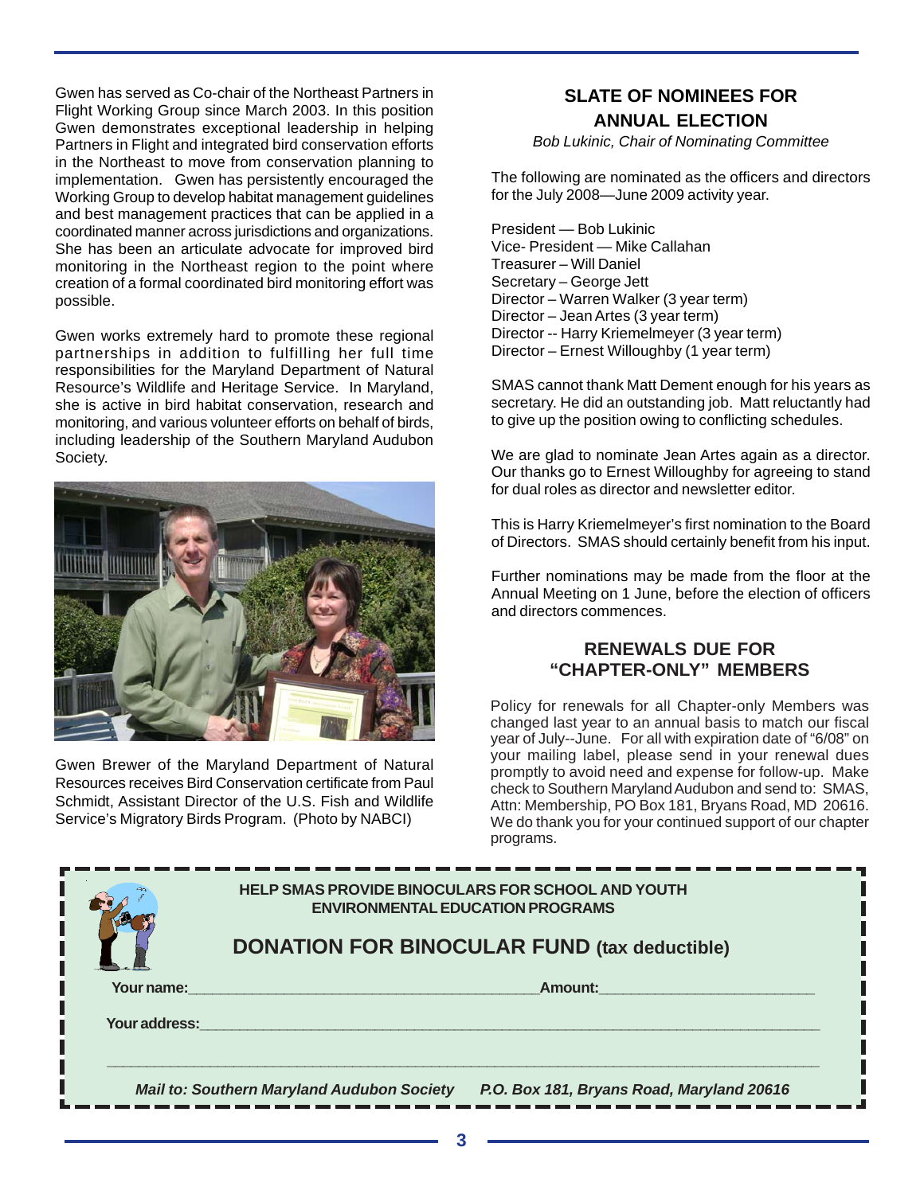Gwen has served as Co-chair of the Northeast Partners in Flight Working Group since March 2003. In this position Gwen demonstrates exceptional leadership in helping Partners in Flight and integrated bird conservation efforts in the Northeast to move from conservation planning to implementation. Gwen has persistently encouraged the Working Group to develop habitat management guidelines and best management practices that can be applied in a coordinated manner across jurisdictions and organizations. She has been an articulate advocate for improved bird monitoring in the Northeast region to the point where creation of a formal coordinated bird monitoring effort was possible.

Gwen works extremely hard to promote these regional partnerships in addition to fulfilling her full time responsibilities for the Maryland Department of Natural Resource's Wildlife and Heritage Service. In Maryland, she is active in bird habitat conservation, research and monitoring, and various volunteer efforts on behalf of birds, including leadership of the Southern Maryland Audubon Society.

Gwen Brewer of the Maryland Department of Natural Resources receives Bird Conservation certificate from Paul Schmidt, Assistant Director of the U.S. Fish and Wildlife Service's Migratory Birds Program. (Photo by NABCI)

## SLATE OF NOMINEES FOR ANNUAL ELECTION

*Bob Lukinic, Chair of Nominating Committee*

The following are nominated as the officers and directors for the July 2008—June 2009 activity year.

President — Bob Lukinic
Vice- President — Mike Callahan
Treasurer – Will Daniel
Secretary – George Jett
Director – Warren Walker (3 year term)
Director – Jean Artes (3 year term)
Director -- Harry Kriemelmeyer (3 year term)
Director – Ernest Willoughby (1 year term)

SMAS cannot thank Matt Dement enough for his years as secretary. He did an outstanding job. Matt reluctantly had to give up the position owing to conflicting schedules.

We are glad to nominate Jean Artes again as a director. Our thanks go to Ernest Willoughby for agreeing to stand for dual roles as director and newsletter editor.

This is Harry Kriemelmeyer's first nomination to the Board of Directors. SMAS should certainly benefit from his input.

Further nominations may be made from the floor at the Annual Meeting on 1 June, before the election of officers and directors commences.

## RENEWALS DUE FOR "CHAPTER-ONLY" MEMBERS

Policy for renewals for all Chapter-only Members was changed last year to an annual basis to match our fiscal year of July--June. For all with expiration date of "6/08" on your mailing label, please send in your renewal dues promptly to avoid need and expense for follow-up. Make check to Southern Maryland Audubon and send to: SMAS, Attn: Membership, PO Box 181, Bryans Road, MD 20616. We do thank you for your continued support of our chapter programs.

---

**HELP SMAS PROVIDE BINOCULARS FOR SCHOOL AND YOUTH ENVIRONMENTAL EDUCATION PROGRAMS**

**DONATION FOR BINOCULAR FUND (tax deductible)**

**Your name:**\_\_\_\_\_\_\_\_\_\_\_\_\_\_\_\_\_\_\_\_\_\_\_\_\_\_\_\_\_\_ **Amount:**\_\_\_\_\_\_\_\_\_\_\_\_\_\_\_\_\_\_

**Your address:**\_\_\_\_\_\_\_\_\_\_\_\_\_\_\_\_\_\_\_\_\_\_\_\_\_\_\_\_\_\_\_\_\_\_\_\_\_\_\_\_\_\_\_\_\_\_

\_\_\_\_\_\_\_\_\_\_\_\_\_\_\_\_\_\_\_\_\_\_\_\_\_\_\_\_\_\_\_\_\_\_\_\_\_\_\_\_\_\_\_\_\_\_\_\_\_\_\_\_\_\_\_\_\_\_\_\_\_\_

***Mail to: Southern Maryland Audubon Society P.O. Box 181, Bryans Road, Maryland 20616***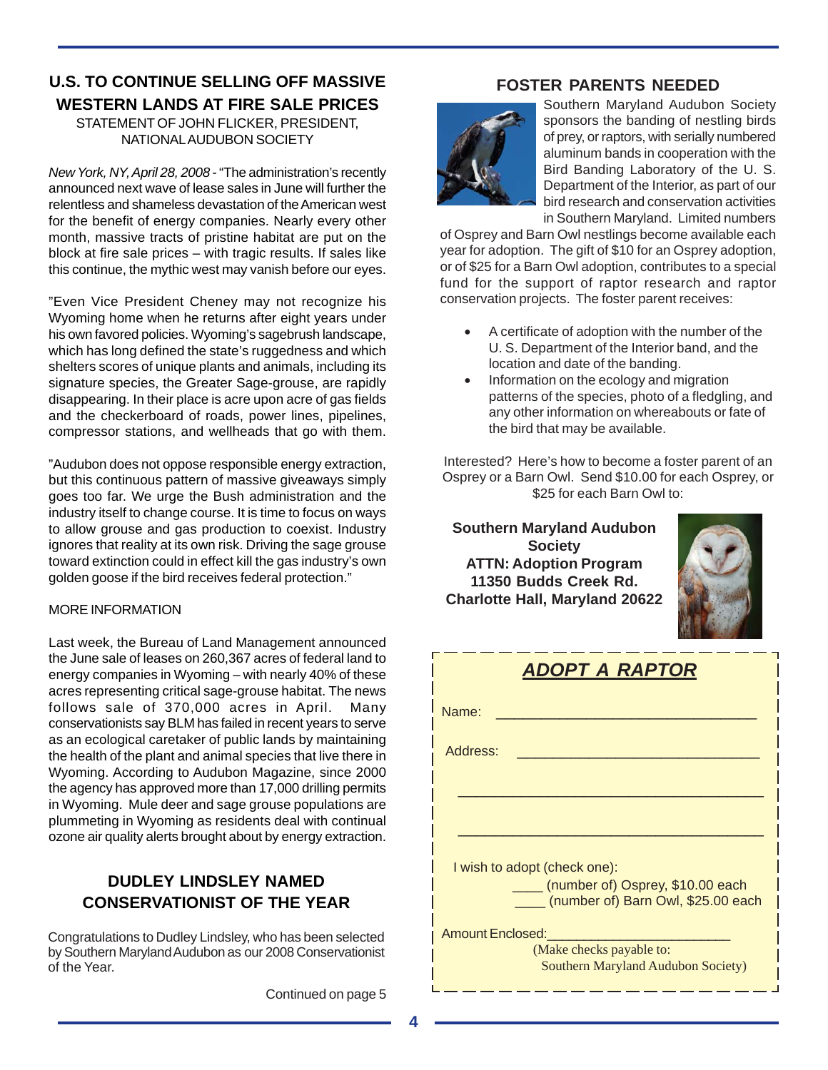## U.S. TO CONTINUE SELLING OFF MASSIVE WESTERN LANDS AT FIRE SALE PRICES

STATEMENT OF JOHN FLICKER, PRESIDENT, NATIONAL AUDUBON SOCIETY

*New York, NY, April 28, 2008* - "The administration's recently announced next wave of lease sales in June will further the relentless and shameless devastation of the American west for the benefit of energy companies. Nearly every other month, massive tracts of pristine habitat are put on the block at fire sale prices – with tragic results. If sales like this continue, the mythic west may vanish before our eyes.

"Even Vice President Cheney may not recognize his Wyoming home when he returns after eight years under his own favored policies. Wyoming's sagebrush landscape, which has long defined the state's ruggedness and which shelters scores of unique plants and animals, including its signature species, the Greater Sage-grouse, are rapidly disappearing. In their place is acre upon acre of gas fields and the checkerboard of roads, power lines, pipelines, compressor stations, and wellheads that go with them.

"Audubon does not oppose responsible energy extraction, but this continuous pattern of massive giveaways simply goes too far. We urge the Bush administration and the industry itself to change course. It is time to focus on ways to allow grouse and gas production to coexist. Industry ignores that reality at its own risk. Driving the sage grouse toward extinction could in effect kill the gas industry's own golden goose if the bird receives federal protection."

MORE INFORMATION

Last week, the Bureau of Land Management announced the June sale of leases on 260,367 acres of federal land to energy companies in Wyoming – with nearly 40% of these acres representing critical sage-grouse habitat. The news follows sale of 370,000 acres in April. Many conservationists say BLM has failed in recent years to serve as an ecological caretaker of public lands by maintaining the health of the plant and animal species that live there in Wyoming. According to Audubon Magazine, since 2000 the agency has approved more than 17,000 drilling permits in Wyoming. Mule deer and sage grouse populations are plummeting in Wyoming as residents deal with continual ozone air quality alerts brought about by energy extraction.

## DUDLEY LINDSLEY NAMED CONSERVATIONIST OF THE YEAR

Congratulations to Dudley Lindsley, who has been selected by Southern Maryland Audubon as our 2008 Conservationist of the Year.

Continued on page 5

## FOSTER PARENTS NEEDED

Southern Maryland Audubon Society sponsors the banding of nestling birds of prey, or raptors, with serially numbered aluminum bands in cooperation with the Bird Banding Laboratory of the U. S. Department of the Interior, as part of our bird research and conservation activities in Southern Maryland. Limited numbers of Osprey and Barn Owl nestlings become available each year for adoption. The gift of $10 for an Osprey adoption, or of $25 for a Barn Owl adoption, contributes to a special fund for the support of raptor research and raptor conservation projects. The foster parent receives:

- A certificate of adoption with the number of the U. S. Department of the Interior band, and the location and date of the banding.
- Information on the ecology and migration patterns of the species, photo of a fledgling, and any other information on whereabouts or fate of the bird that may be available.

Interested? Here's how to become a foster parent of an Osprey or a Barn Owl. Send $10.00 for each Osprey, or $25 for each Barn Owl to:

**Southern Maryland Audubon Society**
**ATTN: Adoption Program**
**11350 Budds Creek Rd.**
**Charlotte Hall, Maryland 20622**

### *ADOPT A RAPTOR*

Name: ________________________________

Address: ______________________________

________________________________________

________________________________________

I wish to adopt (check one):

____ (number of) Osprey, $10.00 each

____ (number of) Barn Owl, $25.00 each

Amount Enclosed:________________________

(Make checks payable to: Southern Maryland Audubon Society)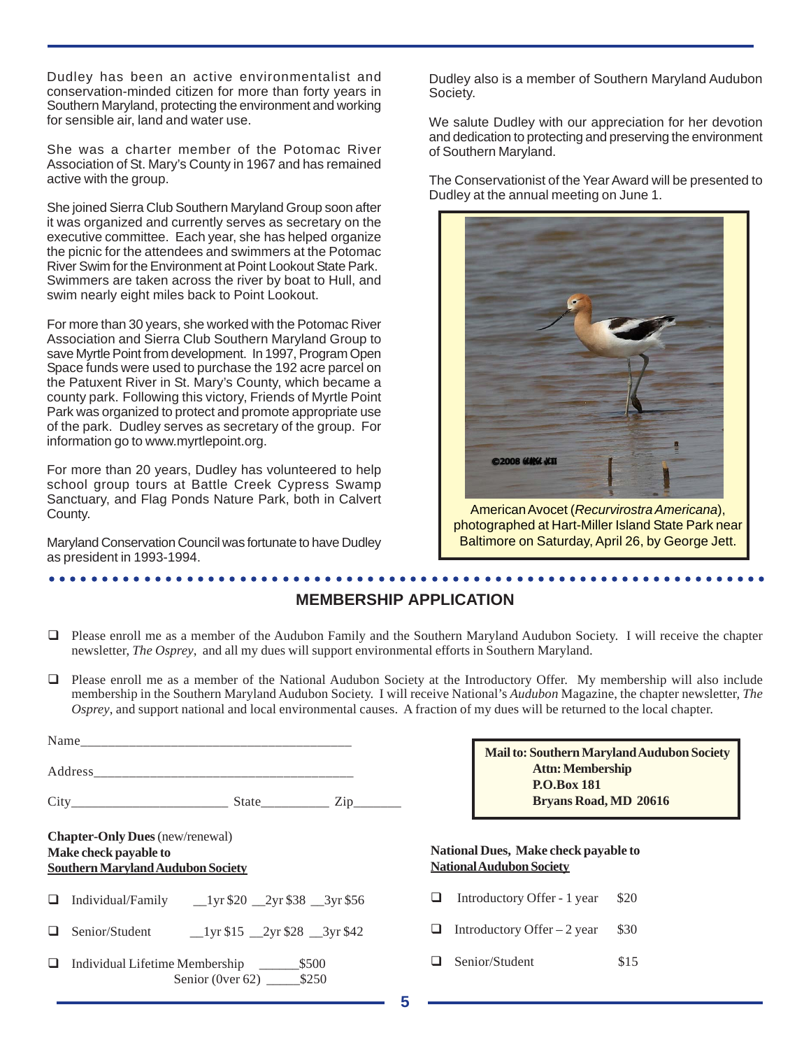Dudley has been an active environmentalist and conservation-minded citizen for more than forty years in Southern Maryland, protecting the environment and working for sensible air, land and water use.

She was a charter member of the Potomac River Association of St. Mary's County in 1967 and has remained active with the group.

She joined Sierra Club Southern Maryland Group soon after it was organized and currently serves as secretary on the executive committee. Each year, she has helped organize the picnic for the attendees and swimmers at the Potomac River Swim for the Environment at Point Lookout State Park. Swimmers are taken across the river by boat to Hull, and swim nearly eight miles back to Point Lookout.

For more than 30 years, she worked with the Potomac River Association and Sierra Club Southern Maryland Group to save Myrtle Point from development. In 1997, Program Open Space funds were used to purchase the 192 acre parcel on the Patuxent River in St. Mary's County, which became a county park. Following this victory, Friends of Myrtle Point Park was organized to protect and promote appropriate use of the park. Dudley serves as secretary of the group. For information go to www.myrtlepoint.org.

For more than 20 years, Dudley has volunteered to help school group tours at Battle Creek Cypress Swamp Sanctuary, and Flag Ponds Nature Park, both in Calvert County.

Maryland Conservation Council was fortunate to have Dudley as president in 1993-1994.

Dudley also is a member of Southern Maryland Audubon Society.

We salute Dudley with our appreciation for her devotion and dedication to protecting and preserving the environment of Southern Maryland.

The Conservationist of the Year Award will be presented to Dudley at the annual meeting on June 1.

American Avocet (*Recurvirostra Americana*), photographed at Hart-Miller Island State Park near Baltimore on Saturday, April 26, by George Jett.

## MEMBERSHIP APPLICATION

- ❑ Please enroll me as a member of the Audubon Family and the Southern Maryland Audubon Society. I will receive the chapter newsletter, *The Osprey*, and all my dues will support environmental efforts in Southern Maryland.
- ❑ Please enroll me as a member of the National Audubon Society at the Introductory Offer. My membership will also include membership in the Southern Maryland Audubon Society. I will receive National's *Audubon* Magazine, the chapter newsletter, *The Osprey*, and support national and local environmental causes. A fraction of my dues will be returned to the local chapter.

Name_______________________________________

Address_____________________________________

City______________________ State__________ Zip_______

**Mail to: Southern Maryland Audubon Society**
**Attn: Membership**
**P.O.Box 181**
**Bryans Road, MD 20616**

**Chapter-Only Dues** (new/renewal)
**Make check payable to**
**Southern Maryland Audubon Society**

- ❑ Individual/Family __1yr $20 __2yr $38 __3yr $56
- ❑ Senior/Student __1yr $15 __2yr $28 __3yr $42
- ❑ Individual Lifetime Membership ______$500
  Senior (0ver 62) _____$250

**National Dues, Make check payable to**
**National Audubon Society**

- ❑ Introductory Offer - 1 year $20
- ❑ Introductory Offer – 2 year $30
- ❑ Senior/Student $15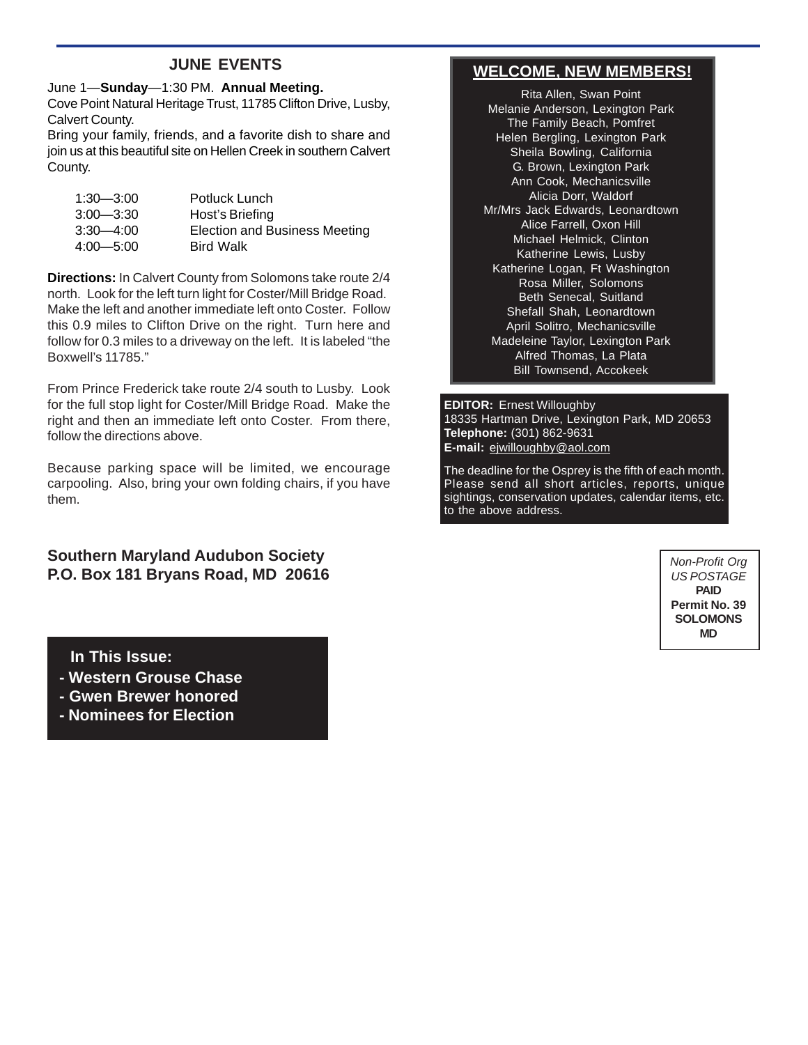## JUNE EVENTS

June 1—**Sunday**—1:30 PM. **Annual Meeting.**
Cove Point Natural Heritage Trust, 11785 Clifton Drive, Lusby, Calvert County.
Bring your family, friends, and a favorite dish to share and join us at this beautiful site on Hellen Creek in southern Calvert County.

| | |
|---|---|
| 1:30—3:00 | Potluck Lunch |
| 3:00—3:30 | Host's Briefing |
| 3:30—4:00 | Election and Business Meeting |
| 4:00—5:00 | Bird Walk |

**Directions:** In Calvert County from Solomons take route 2/4 north. Look for the left turn light for Coster/Mill Bridge Road. Make the left and another immediate left onto Coster. Follow this 0.9 miles to Clifton Drive on the right. Turn here and follow for 0.3 miles to a driveway on the left. It is labeled "the Boxwell's 11785."

From Prince Frederick take route 2/4 south to Lusby. Look for the full stop light for Coster/Mill Bridge Road. Make the right and then an immediate left onto Coster. From there, follow the directions above.

Because parking space will be limited, we encourage carpooling. Also, bring your own folding chairs, if you have them.

## WELCOME, NEW MEMBERS!

Rita Allen, Swan Point
Melanie Anderson, Lexington Park
The Family Beach, Pomfret
Helen Bergling, Lexington Park
Sheila Bowling, California
G. Brown, Lexington Park
Ann Cook, Mechanicsville
Alicia Dorr, Waldorf
Mr/Mrs Jack Edwards, Leonardtown
Alice Farrell, Oxon Hill
Michael Helmick, Clinton
Katherine Lewis, Lusby
Katherine Logan, Ft Washington
Rosa Miller, Solomons
Beth Senecal, Suitland
Shefall Shah, Leonardtown
April Solitro, Mechanicsville
Madeleine Taylor, Lexington Park
Alfred Thomas, La Plata
Bill Townsend, Accokeek

**EDITOR:** Ernest Willoughby
18335 Hartman Drive, Lexington Park, MD 20653
**Telephone:** (301) 862-9631
**E-mail:** ejwilloughby@aol.com

The deadline for the Osprey is the fifth of each month. Please send all short articles, reports, unique sightings, conservation updates, calendar items, etc. to the above address.

**Southern Maryland Audubon Society**
**P.O. Box 181 Bryans Road, MD 20616**

*Non-Profit Org*
*US POSTAGE*
**PAID**
**Permit No. 39**
**SOLOMONS**
**MD**

**In This Issue:**

- **Western Grouse Chase**
- **Gwen Brewer honored**
- **Nominees for Election**